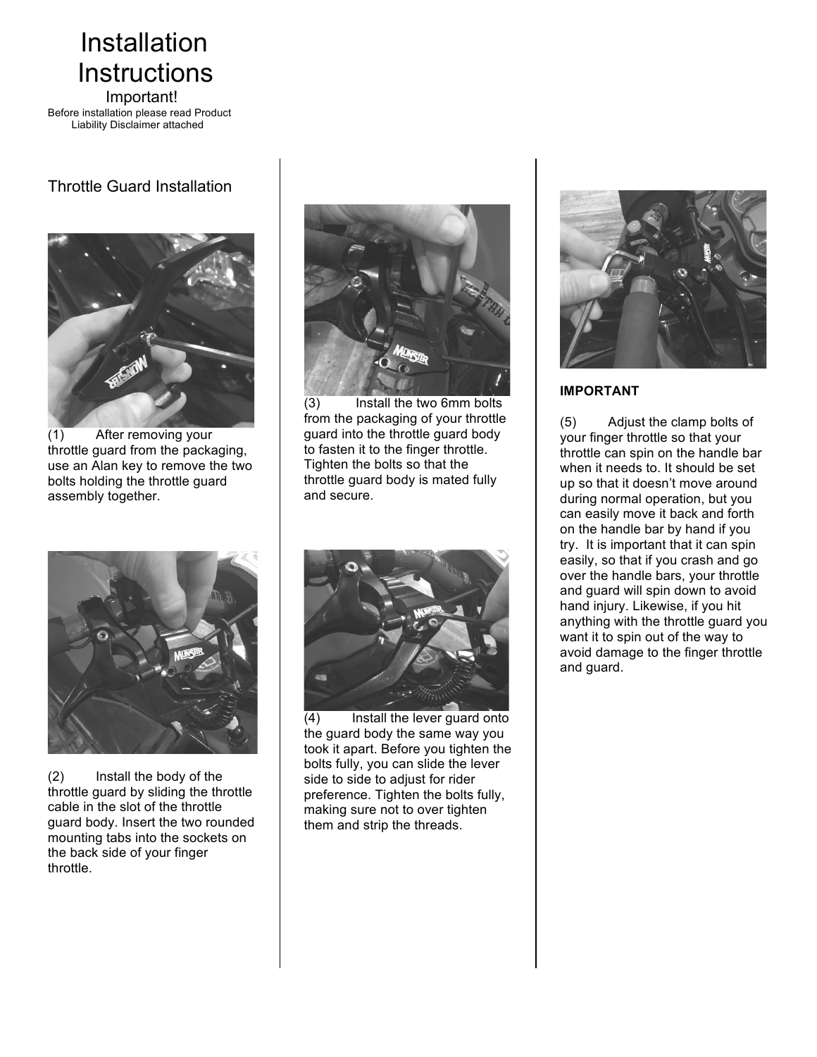# Installation Instructions

Important!

Before installation please read Product Liability Disclaimer attached

## Throttle Guard Installation

(1) After removing your throttle guard from the packaging, use an Alan key to remove the two bolts holding the throttle guard assembly together.

(2) Install the body of the throttle guard by sliding the throttle cable in the slot of the throttle guard body. Insert the two rounded mounting tabs into the sockets on the back side of your finger throttle.

(3) Install the two 6mm bolts from the packaging of your throttle guard into the throttle guard body to fasten it to the finger throttle. Tighten the bolts so that the throttle guard body is mated fully and secure.

(4) Install the lever guard onto the guard body the same way you took it apart. Before you tighten the bolts fully, you can slide the lever side to side to adjust for rider preference. Tighten the bolts fully, making sure not to over tighten them and strip the threads.

**IMPORTANT**

(5) Adjust the clamp bolts of your finger throttle so that your throttle can spin on the handle bar when it needs to. It should be set up so that it doesn't move around during normal operation, but you can easily move it back and forth on the handle bar by hand if you try. It is important that it can spin easily, so that if you crash and go over the handle bars, your throttle and guard will spin down to avoid hand injury. Likewise, if you hit anything with the throttle guard you want it to spin out of the way to avoid damage to the finger throttle and guard.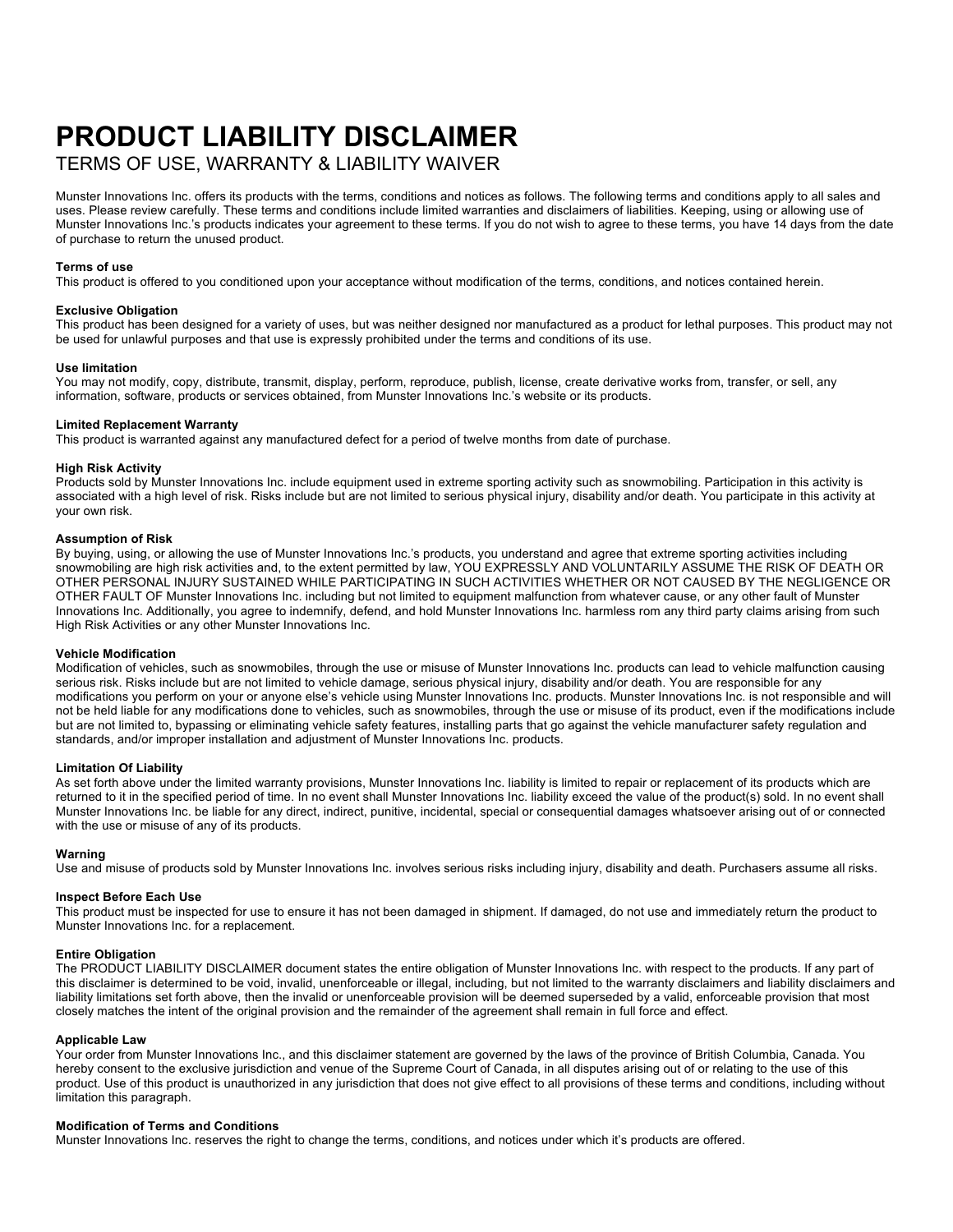# PRODUCT LIABILITY DISCLAIMER

## TERMS OF USE, WARRANTY & LIABILITY WAIVER

Munster Innovations Inc. offers its products with the terms, conditions and notices as follows. The following terms and conditions apply to all sales and uses. Please review carefully. These terms and conditions include limited warranties and disclaimers of liabilities. Keeping, using or allowing use of Munster Innovations Inc.'s products indicates your agreement to these terms. If you do not wish to agree to these terms, you have 14 days from the date of purchase to return the unused product.

**Terms of use**
This product is offered to you conditioned upon your acceptance without modification of the terms, conditions, and notices contained herein.

**Exclusive Obligation**
This product has been designed for a variety of uses, but was neither designed nor manufactured as a product for lethal purposes. This product may not be used for unlawful purposes and that use is expressly prohibited under the terms and conditions of its use.

**Use limitation**
You may not modify, copy, distribute, transmit, display, perform, reproduce, publish, license, create derivative works from, transfer, or sell, any information, software, products or services obtained, from Munster Innovations Inc.'s website or its products.

**Limited Replacement Warranty**
This product is warranted against any manufactured defect for a period of twelve months from date of purchase.

**High Risk Activity**
Products sold by Munster Innovations Inc. include equipment used in extreme sporting activity such as snowmobiling. Participation in this activity is associated with a high level of risk. Risks include but are not limited to serious physical injury, disability and/or death. You participate in this activity at your own risk.

**Assumption of Risk**
By buying, using, or allowing the use of Munster Innovations Inc.'s products, you understand and agree that extreme sporting activities including snowmobiling are high risk activities and, to the extent permitted by law, YOU EXPRESSLY AND VOLUNTARILY ASSUME THE RISK OF DEATH OR OTHER PERSONAL INJURY SUSTAINED WHILE PARTICIPATING IN SUCH ACTIVITIES WHETHER OR NOT CAUSED BY THE NEGLIGENCE OR OTHER FAULT OF Munster Innovations Inc. including but not limited to equipment malfunction from whatever cause, or any other fault of Munster Innovations Inc. Additionally, you agree to indemnify, defend, and hold Munster Innovations Inc. harmless rom any third party claims arising from such High Risk Activities or any other Munster Innovations Inc.

**Vehicle Modification**
Modification of vehicles, such as snowmobiles, through the use or misuse of Munster Innovations Inc. products can lead to vehicle malfunction causing serious risk. Risks include but are not limited to vehicle damage, serious physical injury, disability and/or death. You are responsible for any modifications you perform on your or anyone else's vehicle using Munster Innovations Inc. products. Munster Innovations Inc. is not responsible and will not be held liable for any modifications done to vehicles, such as snowmobiles, through the use or misuse of its product, even if the modifications include but are not limited to, bypassing or eliminating vehicle safety features, installing parts that go against the vehicle manufacturer safety regulation and standards, and/or improper installation and adjustment of Munster Innovations Inc. products.

**Limitation Of Liability**
As set forth above under the limited warranty provisions, Munster Innovations Inc. liability is limited to repair or replacement of its products which are returned to it in the specified period of time. In no event shall Munster Innovations Inc. liability exceed the value of the product(s) sold. In no event shall Munster Innovations Inc. be liable for any direct, indirect, punitive, incidental, special or consequential damages whatsoever arising out of or connected with the use or misuse of any of its products.

**Warning**
Use and misuse of products sold by Munster Innovations Inc. involves serious risks including injury, disability and death. Purchasers assume all risks.

**Inspect Before Each Use**
This product must be inspected for use to ensure it has not been damaged in shipment. If damaged, do not use and immediately return the product to Munster Innovations Inc. for a replacement.

**Entire Obligation**
The PRODUCT LIABILITY DISCLAIMER document states the entire obligation of Munster Innovations Inc. with respect to the products. If any part of this disclaimer is determined to be void, invalid, unenforceable or illegal, including, but not limited to the warranty disclaimers and liability disclaimers and liability limitations set forth above, then the invalid or unenforceable provision will be deemed superseded by a valid, enforceable provision that most closely matches the intent of the original provision and the remainder of the agreement shall remain in full force and effect.

**Applicable Law**
Your order from Munster Innovations Inc., and this disclaimer statement are governed by the laws of the province of British Columbia, Canada. You hereby consent to the exclusive jurisdiction and venue of the Supreme Court of Canada, in all disputes arising out of or relating to the use of this product. Use of this product is unauthorized in any jurisdiction that does not give effect to all provisions of these terms and conditions, including without limitation this paragraph.

**Modification of Terms and Conditions**
Munster Innovations Inc. reserves the right to change the terms, conditions, and notices under which it's products are offered.